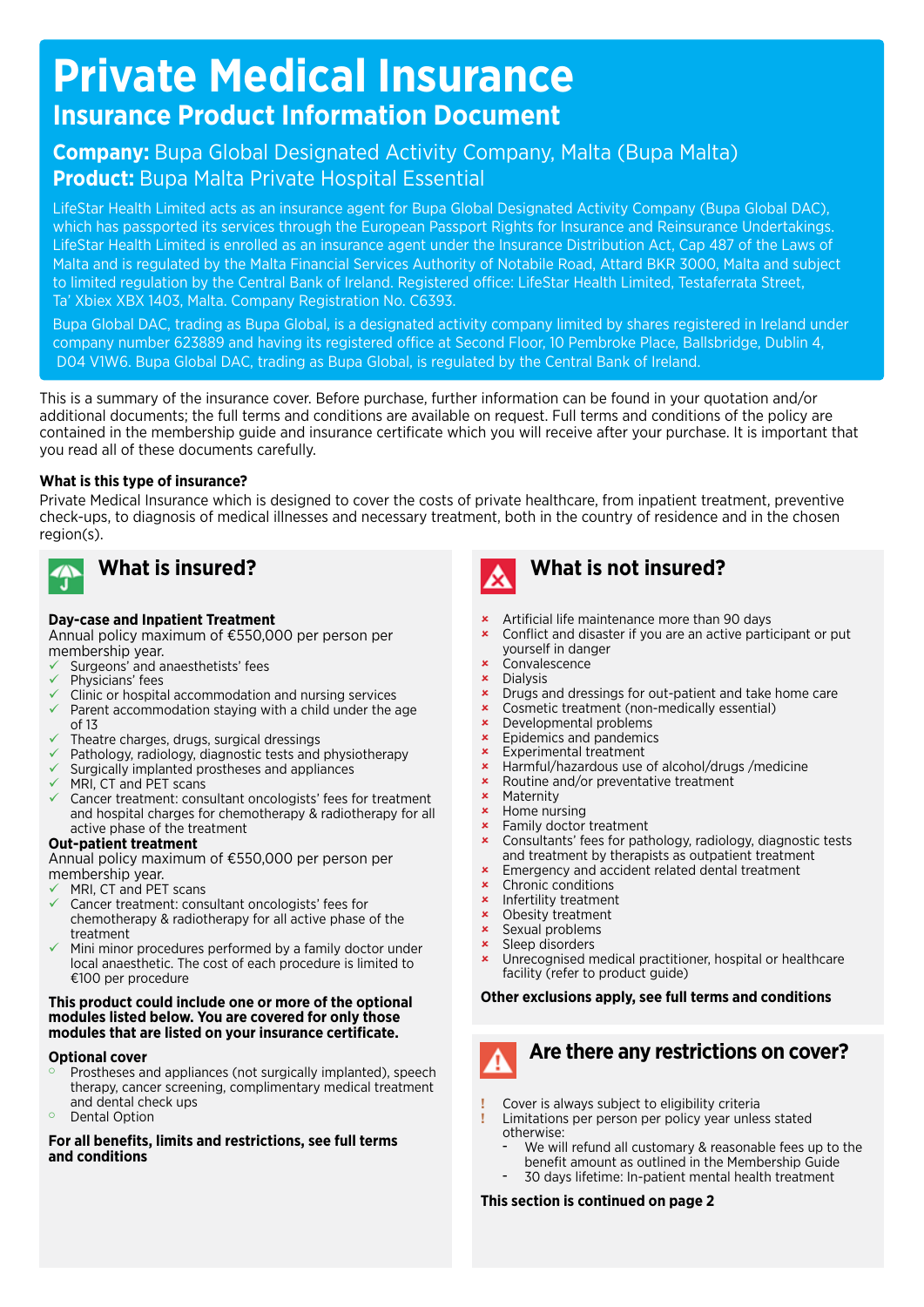# Private Medical Insurance

## Insurance Product Information Document

**Company:** Bupa Global Designated Activity Company, Malta (Bupa Malta)
**Product:** Bupa Malta Private Hospital Essential

LifeStar Health Limited acts as an insurance agent for Bupa Global Designated Activity Company (Bupa Global DAC), which has passported its services through the European Passport Rights for Insurance and Reinsurance Undertakings. LifeStar Health Limited is enrolled as an insurance agent under the Insurance Distribution Act, Cap 487 of the Laws of Malta and is regulated by the Malta Financial Services Authority of Notabile Road, Attard BKR 3000, Malta and subject to limited regulation by the Central Bank of Ireland. Registered office: LifeStar Health Limited, Testaferrata Street, Ta' Xbiex XBX 1403, Malta. Company Registration No. C6393.

Bupa Global DAC, trading as Bupa Global, is a designated activity company limited by shares registered in Ireland under company number 623889 and having its registered office at Second Floor, 10 Pembroke Place, Ballsbridge, Dublin 4, D04 V1W6. Bupa Global DAC, trading as Bupa Global, is regulated by the Central Bank of Ireland.

This is a summary of the insurance cover. Before purchase, further information can be found in your quotation and/or additional documents; the full terms and conditions are available on request. Full terms and conditions of the policy are contained in the membership guide and insurance certificate which you will receive after your purchase. It is important that you read all of these documents carefully.

**What is this type of insurance?**
Private Medical Insurance which is designed to cover the costs of private healthcare, from inpatient treatment, preventive check-ups, to diagnosis of medical illnesses and necessary treatment, both in the country of residence and in the chosen region(s).

## What is insured?

**Day-case and Inpatient Treatment**
Annual policy maximum of €550,000 per person per membership year.

- ✓ Surgeons' and anaesthetists' fees
- ✓ Physicians' fees
- ✓ Clinic or hospital accommodation and nursing services
- ✓ Parent accommodation staying with a child under the age of 13
- ✓ Theatre charges, drugs, surgical dressings
- ✓ Pathology, radiology, diagnostic tests and physiotherapy
- ✓ Surgically implanted prostheses and appliances
- ✓ MRI, CT and PET scans
- ✓ Cancer treatment: consultant oncologists' fees for treatment and hospital charges for chemotherapy & radiotherapy for all active phase of the treatment

**Out-patient treatment**
Annual policy maximum of €550,000 per person per membership year.

- ✓ MRI, CT and PET scans
- ✓ Cancer treatment: consultant oncologists' fees for chemotherapy & radiotherapy for all active phase of the treatment
- ✓ Mini minor procedures performed by a family doctor under local anaesthetic. The cost of each procedure is limited to €100 per procedure

**This product could include one or more of the optional modules listed below. You are covered for only those modules that are listed on your insurance certificate.**

**Optional cover**

- Prostheses and appliances (not surgically implanted), speech therapy, cancer screening, complimentary medical treatment and dental check ups
- Dental Option

**For all benefits, limits and restrictions, see full terms and conditions**

## What is not insured?

- × Artificial life maintenance more than 90 days
- × Conflict and disaster if you are an active participant or put yourself in danger
- × Convalescence
- × Dialysis
- × Drugs and dressings for out-patient and take home care
- × Cosmetic treatment (non-medically essential)
- × Developmental problems
- × Epidemics and pandemics
- × Experimental treatment
- × Harmful/hazardous use of alcohol/drugs /medicine
- × Routine and/or preventative treatment
- × Maternity
- × Home nursing
- × Family doctor treatment
- × Consultants' fees for pathology, radiology, diagnostic tests and treatment by therapists as outpatient treatment
- × Emergency and accident related dental treatment
- × Chronic conditions
- × Infertility treatment
- × Obesity treatment
- × Sexual problems
- × Sleep disorders
- × Unrecognised medical practitioner, hospital or healthcare facility (refer to product guide)

**Other exclusions apply, see full terms and conditions**

## Are there any restrictions on cover?

- ! Cover is always subject to eligibility criteria
- ! Limitations per person per policy year unless stated otherwise:
  - We will refund all customary & reasonable fees up to the benefit amount as outlined in the Membership Guide
  - 30 days lifetime: In-patient mental health treatment

**This section is continued on page 2**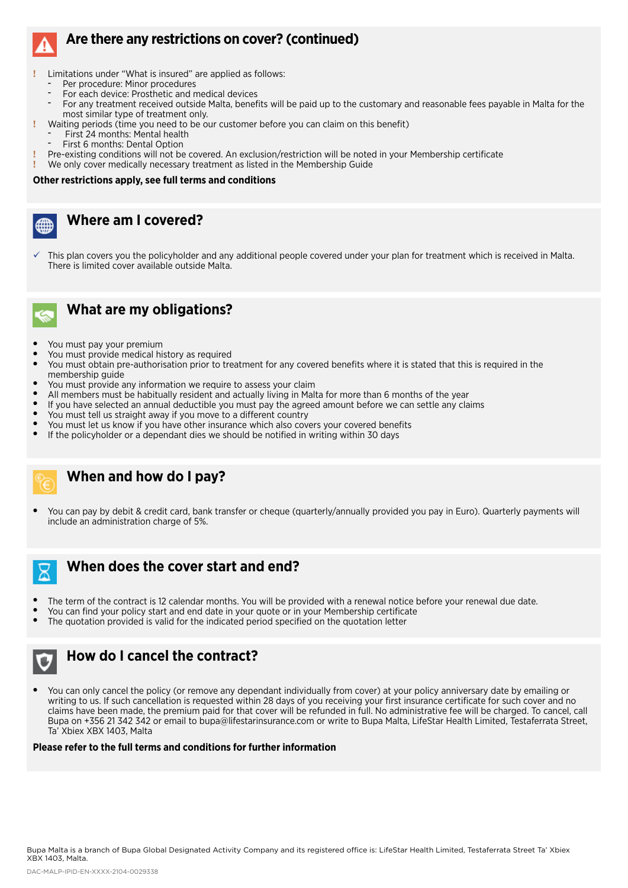## Are there any restrictions on cover? (continued)

- ! Limitations under "What is insured" are applied as follows:
  - Per procedure: Minor procedures
  - For each device: Prosthetic and medical devices
  - For any treatment received outside Malta, benefits will be paid up to the customary and reasonable fees payable in Malta for the most similar type of treatment only.
- ! Waiting periods (time you need to be our customer before you can claim on this benefit)
  - First 24 months: Mental health
  - First 6 months: Dental Option
- ! Pre-existing conditions will not be covered. An exclusion/restriction will be noted in your Membership certificate
- ! We only cover medically necessary treatment as listed in the Membership Guide

**Other restrictions apply, see full terms and conditions**

## Where am I covered?

- ✓ This plan covers you the policyholder and any additional people covered under your plan for treatment which is received in Malta. There is limited cover available outside Malta.

## What are my obligations?

- You must pay your premium
- You must provide medical history as required
- You must obtain pre-authorisation prior to treatment for any covered benefits where it is stated that this is required in the membership guide
- You must provide any information we require to assess your claim
- All members must be habitually resident and actually living in Malta for more than 6 months of the year
- If you have selected an annual deductible you must pay the agreed amount before we can settle any claims
- You must tell us straight away if you move to a different country
- You must let us know if you have other insurance which also covers your covered benefits
- If the policyholder or a dependant dies we should be notified in writing within 30 days

## When and how do I pay?

- You can pay by debit & credit card, bank transfer or cheque (quarterly/annually provided you pay in Euro). Quarterly payments will include an administration charge of 5%.

## When does the cover start and end?

- The term of the contract is 12 calendar months. You will be provided with a renewal notice before your renewal due date.
- You can find your policy start and end date in your quote or in your Membership certificate
- The quotation provided is valid for the indicated period specified on the quotation letter

## How do I cancel the contract?

- You can only cancel the policy (or remove any dependant individually from cover) at your policy anniversary date by emailing or writing to us. If such cancellation is requested within 28 days of you receiving your first insurance certificate for such cover and no claims have been made, the premium paid for that cover will be refunded in full. No administrative fee will be charged. To cancel, call Bupa on +356 21 342 342 or email to bupa@lifestarinsurance.com or write to Bupa Malta, LifeStar Health Limited, Testaferrata Street, Ta' Xbiex XBX 1403, Malta

**Please refer to the full terms and conditions for further information**

Bupa Malta is a branch of Bupa Global Designated Activity Company and its registered office is: LifeStar Health Limited, Testaferrata Street Ta' Xbiex XBX 1403, Malta.

DAC-MALP-IPID-EN-XXXX-2104-0029338